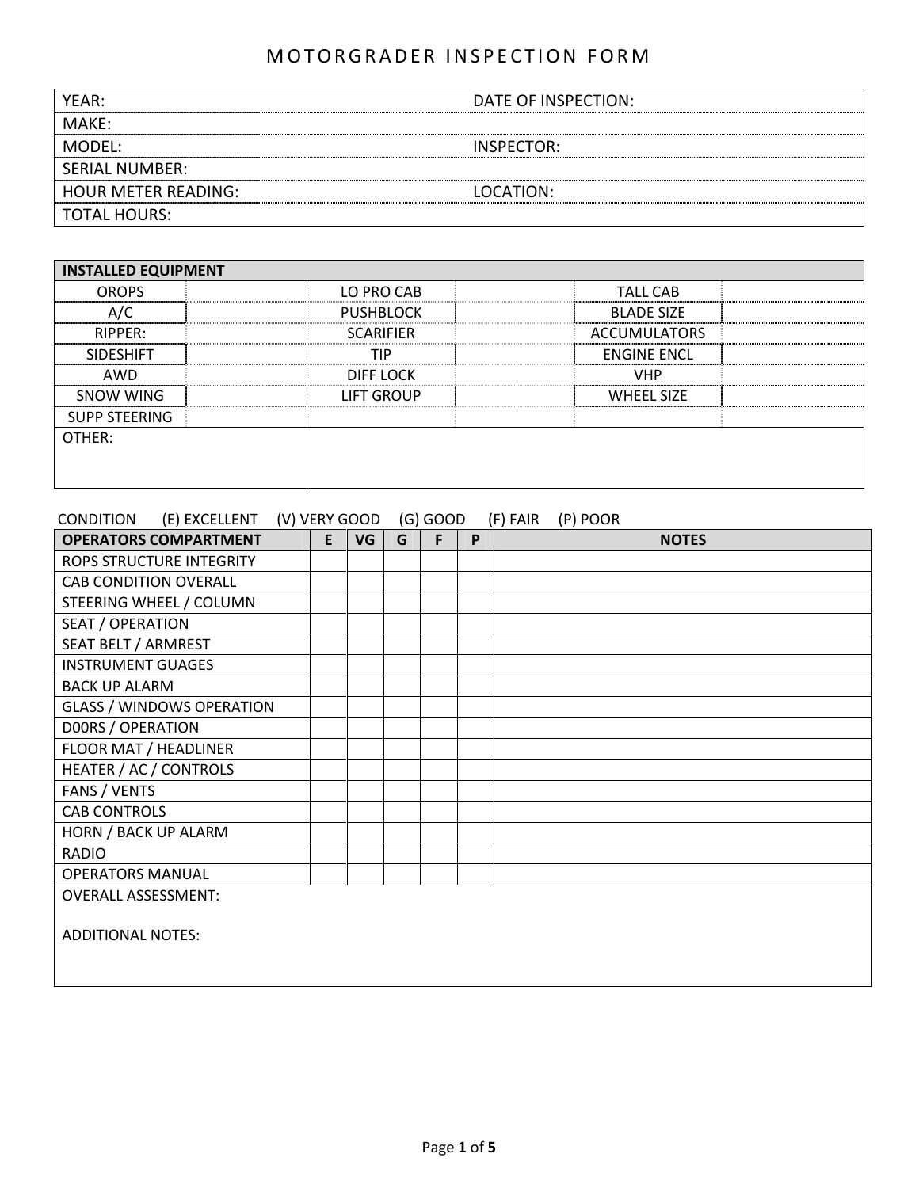# MOTORGRADER INSPECTION FORM

| | |
|---|---|
| YEAR: | DATE OF INSPECTION: |
| MAKE: | |
| MODEL: | INSPECTOR: |
| SERIAL NUMBER: | |
| HOUR METER READING: | LOCATION: |
| TOTAL HOURS: | |

| INSTALLED EQUIPMENT | | | | | |
|---|---|---|---|---|---|
| OROPS | | LO PRO CAB | | TALL CAB | |
| A/C | | PUSHBLOCK | | BLADE SIZE | |
| RIPPER: | | SCARIFIER | | ACCUMULATORS | |
| SIDESHIFT | | TIP | | ENGINE ENCL | |
| AWD | | DIFF LOCK | | VHP | |
| SNOW WING | | LIFT GROUP | | WHEEL SIZE | |
| SUPP STEERING | | | | | |
| OTHER: | | | | | |

CONDITION (E) EXCELLENT (V) VERY GOOD (G) GOOD (F) FAIR (P) POOR

| OPERATORS COMPARTMENT | E | VG | G | F | P | NOTES |
|---|---|---|---|---|---|---|
| ROPS STRUCTURE INTEGRITY | | | | | | |
| CAB CONDITION OVERALL | | | | | | |
| STEERING WHEEL / COLUMN | | | | | | |
| SEAT / OPERATION | | | | | | |
| SEAT BELT / ARMREST | | | | | | |
| INSTRUMENT GUAGES | | | | | | |
| BACK UP ALARM | | | | | | |
| GLASS / WINDOWS OPERATION | | | | | | |
| D00RS / OPERATION | | | | | | |
| FLOOR MAT / HEADLINER | | | | | | |
| HEATER / AC / CONTROLS | | | | | | |
| FANS / VENTS | | | | | | |
| CAB CONTROLS | | | | | | |
| HORN / BACK UP ALARM | | | | | | |
| RADIO | | | | | | |
| OPERATORS MANUAL | | | | | | |

OVERALL ASSESSMENT:

ADDITIONAL NOTES: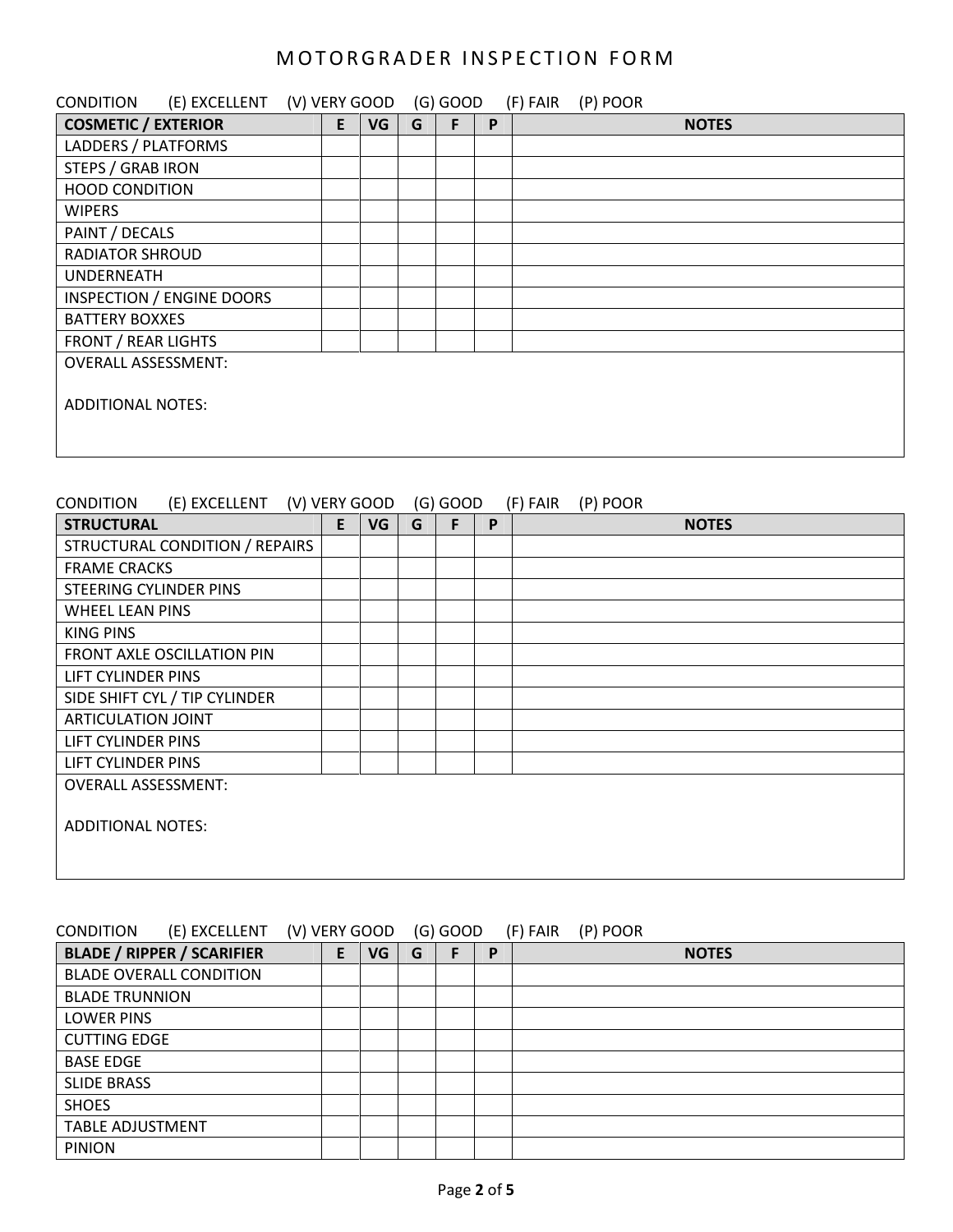# MOTORGRADER INSPECTION FORM

CONDITION (E) EXCELLENT (V) VERY GOOD (G) GOOD (F) FAIR (P) POOR

| COSMETIC / EXTERIOR | E | VG | G | F | P | NOTES |
|---|---|---|---|---|---|---|
| LADDERS / PLATFORMS | | | | | | |
| STEPS / GRAB IRON | | | | | | |
| HOOD CONDITION | | | | | | |
| WIPERS | | | | | | |
| PAINT / DECALS | | | | | | |
| RADIATOR SHROUD | | | | | | |
| UNDERNEATH | | | | | | |
| INSPECTION / ENGINE DOORS | | | | | | |
| BATTERY BOXXES | | | | | | |
| FRONT / REAR LIGHTS | | | | | | |

OVERALL ASSESSMENT:

ADDITIONAL NOTES:

CONDITION (E) EXCELLENT (V) VERY GOOD (G) GOOD (F) FAIR (P) POOR

| STRUCTURAL | E | VG | G | F | P | NOTES |
|---|---|---|---|---|---|---|
| STRUCTURAL CONDITION / REPAIRS | | | | | | |
| FRAME CRACKS | | | | | | |
| STEERING CYLINDER PINS | | | | | | |
| WHEEL LEAN PINS | | | | | | |
| KING PINS | | | | | | |
| FRONT AXLE OSCILLATION PIN | | | | | | |
| LIFT CYLINDER PINS | | | | | | |
| SIDE SHIFT CYL / TIP CYLINDER | | | | | | |
| ARTICULATION JOINT | | | | | | |
| LIFT CYLINDER PINS | | | | | | |
| LIFT CYLINDER PINS | | | | | | |

OVERALL ASSESSMENT:

ADDITIONAL NOTES:

CONDITION (E) EXCELLENT (V) VERY GOOD (G) GOOD (F) FAIR (P) POOR

| BLADE / RIPPER / SCARIFIER | E | VG | G | F | P | NOTES |
|---|---|---|---|---|---|---|
| BLADE OVERALL CONDITION | | | | | | |
| BLADE TRUNNION | | | | | | |
| LOWER PINS | | | | | | |
| CUTTING EDGE | | | | | | |
| BASE EDGE | | | | | | |
| SLIDE BRASS | | | | | | |
| SHOES | | | | | | |
| TABLE ADJUSTMENT | | | | | | |
| PINION | | | | | | |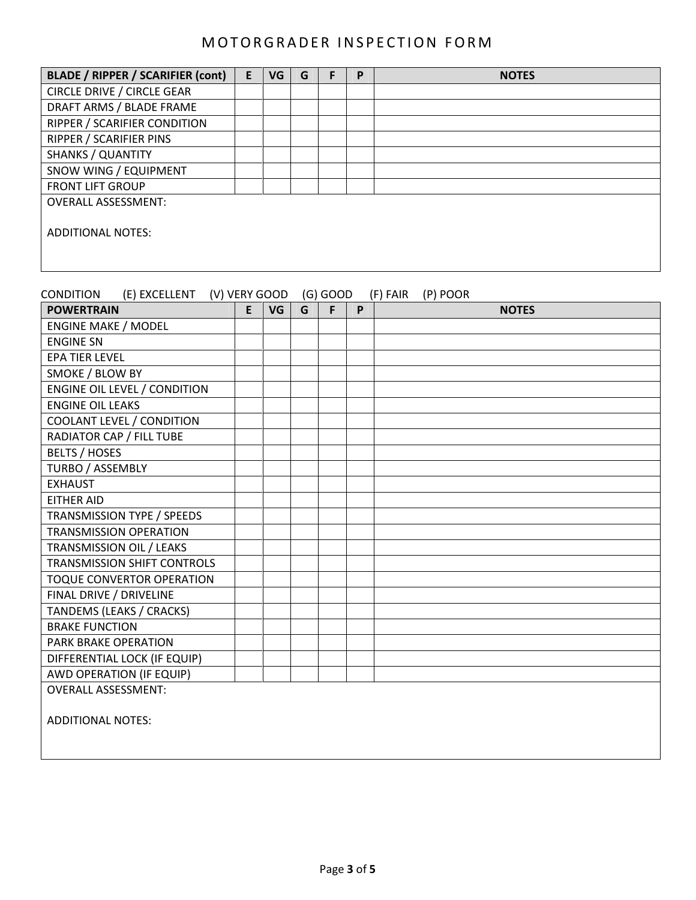# MOTORGRADER INSPECTION FORM

| BLADE / RIPPER / SCARIFIER (cont) | E | VG | G | F | P | NOTES |
|---|---|---|---|---|---|---|
| CIRCLE DRIVE / CIRCLE GEAR | | | | | | |
| DRAFT ARMS / BLADE FRAME | | | | | | |
| RIPPER / SCARIFIER CONDITION | | | | | | |
| RIPPER / SCARIFIER PINS | | | | | | |
| SHANKS / QUANTITY | | | | | | |
| SNOW WING / EQUIPMENT | | | | | | |
| FRONT LIFT GROUP | | | | | | |

OVERALL ASSESSMENT:

ADDITIONAL NOTES:

CONDITION (E) EXCELLENT (V) VERY GOOD (G) GOOD (F) FAIR (P) POOR

| POWERTRAIN | E | VG | G | F | P | NOTES |
|---|---|---|---|---|---|---|
| ENGINE MAKE / MODEL | | | | | | |
| ENGINE SN | | | | | | |
| EPA TIER LEVEL | | | | | | |
| SMOKE / BLOW BY | | | | | | |
| ENGINE OIL LEVEL / CONDITION | | | | | | |
| ENGINE OIL LEAKS | | | | | | |
| COOLANT LEVEL / CONDITION | | | | | | |
| RADIATOR CAP / FILL TUBE | | | | | | |
| BELTS / HOSES | | | | | | |
| TURBO / ASSEMBLY | | | | | | |
| EXHAUST | | | | | | |
| EITHER AID | | | | | | |
| TRANSMISSION TYPE / SPEEDS | | | | | | |
| TRANSMISSION OPERATION | | | | | | |
| TRANSMISSION OIL / LEAKS | | | | | | |
| TRANSMISSION SHIFT CONTROLS | | | | | | |
| TOQUE CONVERTOR OPERATION | | | | | | |
| FINAL DRIVE / DRIVELINE | | | | | | |
| TANDEMS (LEAKS / CRACKS) | | | | | | |
| BRAKE FUNCTION | | | | | | |
| PARK BRAKE OPERATION | | | | | | |
| DIFFERENTIAL LOCK (IF EQUIP) | | | | | | |
| AWD OPERATION (IF EQUIP) | | | | | | |

OVERALL ASSESSMENT:

ADDITIONAL NOTES: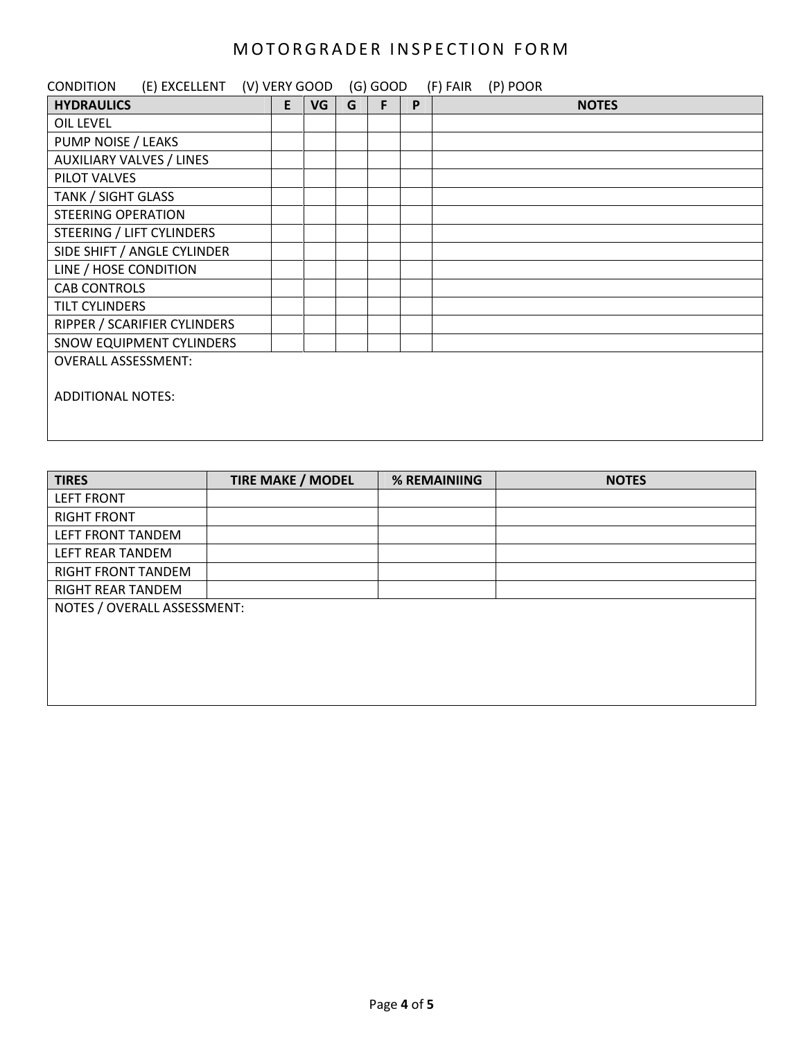# MOTORGRADER INSPECTION FORM

CONDITION (E) EXCELLENT (V) VERY GOOD (G) GOOD (F) FAIR (P) POOR

| HYDRAULICS | E | VG | G | F | P | NOTES |
|---|---|---|---|---|---|---|
| OIL LEVEL | | | | | | |
| PUMP NOISE / LEAKS | | | | | | |
| AUXILIARY VALVES / LINES | | | | | | |
| PILOT VALVES | | | | | | |
| TANK / SIGHT GLASS | | | | | | |
| STEERING OPERATION | | | | | | |
| STEERING / LIFT CYLINDERS | | | | | | |
| SIDE SHIFT / ANGLE CYLINDER | | | | | | |
| LINE / HOSE CONDITION | | | | | | |
| CAB CONTROLS | | | | | | |
| TILT CYLINDERS | | | | | | |
| RIPPER / SCARIFIER CYLINDERS | | | | | | |
| SNOW EQUIPMENT CYLINDERS | | | | | | |

OVERALL ASSESSMENT:

ADDITIONAL NOTES:

| TIRES | TIRE MAKE / MODEL | % REMAINIING | NOTES |
|---|---|---|---|
| LEFT FRONT | | | |
| RIGHT FRONT | | | |
| LEFT FRONT TANDEM | | | |
| LEFT REAR TANDEM | | | |
| RIGHT FRONT TANDEM | | | |
| RIGHT REAR TANDEM | | | |

NOTES / OVERALL ASSESSMENT: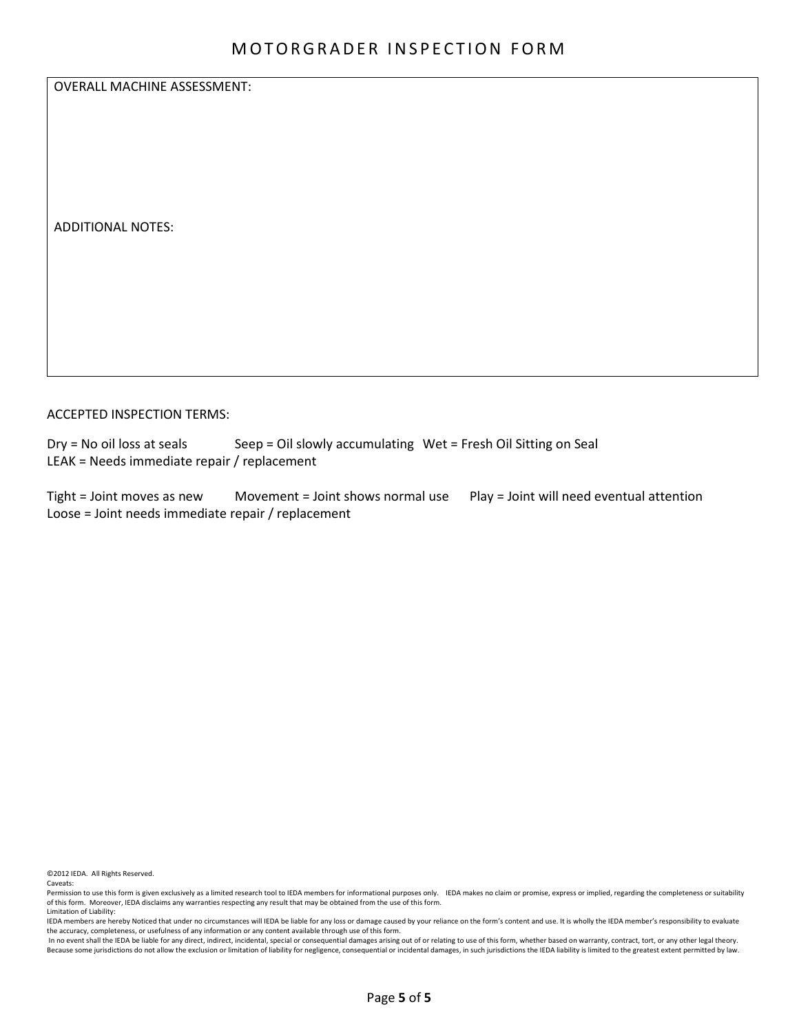# MOTORGRADER INSPECTION FORM

OVERALL MACHINE ASSESSMENT:

ADDITIONAL NOTES:

ACCEPTED INSPECTION TERMS:

Dry = No oil loss at seals  Seep = Oil slowly accumulating  Wet = Fresh Oil Sitting on Seal
LEAK = Needs immediate repair / replacement

Tight = Joint moves as new  Movement = Joint shows normal use  Play = Joint will need eventual attention
Loose = Joint needs immediate repair / replacement

©2012 IEDA. All Rights Reserved.
Caveats:
Permission to use this form is given exclusively as a limited research tool to IEDA members for informational purposes only. IEDA makes no claim or promise, express or implied, regarding the completeness or suitability of this form. Moreover, IEDA disclaims any warranties respecting any result that may be obtained from the use of this form.
Limitation of Liability:
IEDA members are hereby Noticed that under no circumstances will IEDA be liable for any loss or damage caused by your reliance on the form's content and use. It is wholly the IEDA member's responsibility to evaluate the accuracy, completeness, or usefulness of any information or any content available through use of this form.
In no event shall the IEDA be liable for any direct, indirect, incidental, special or consequential damages arising out of or relating to use of this form, whether based on warranty, contract, tort, or any other legal theory. Because some jurisdictions do not allow the exclusion or limitation of liability for negligence, consequential or incidental damages, in such jurisdictions the IEDA liability is limited to the greatest extent permitted by law.